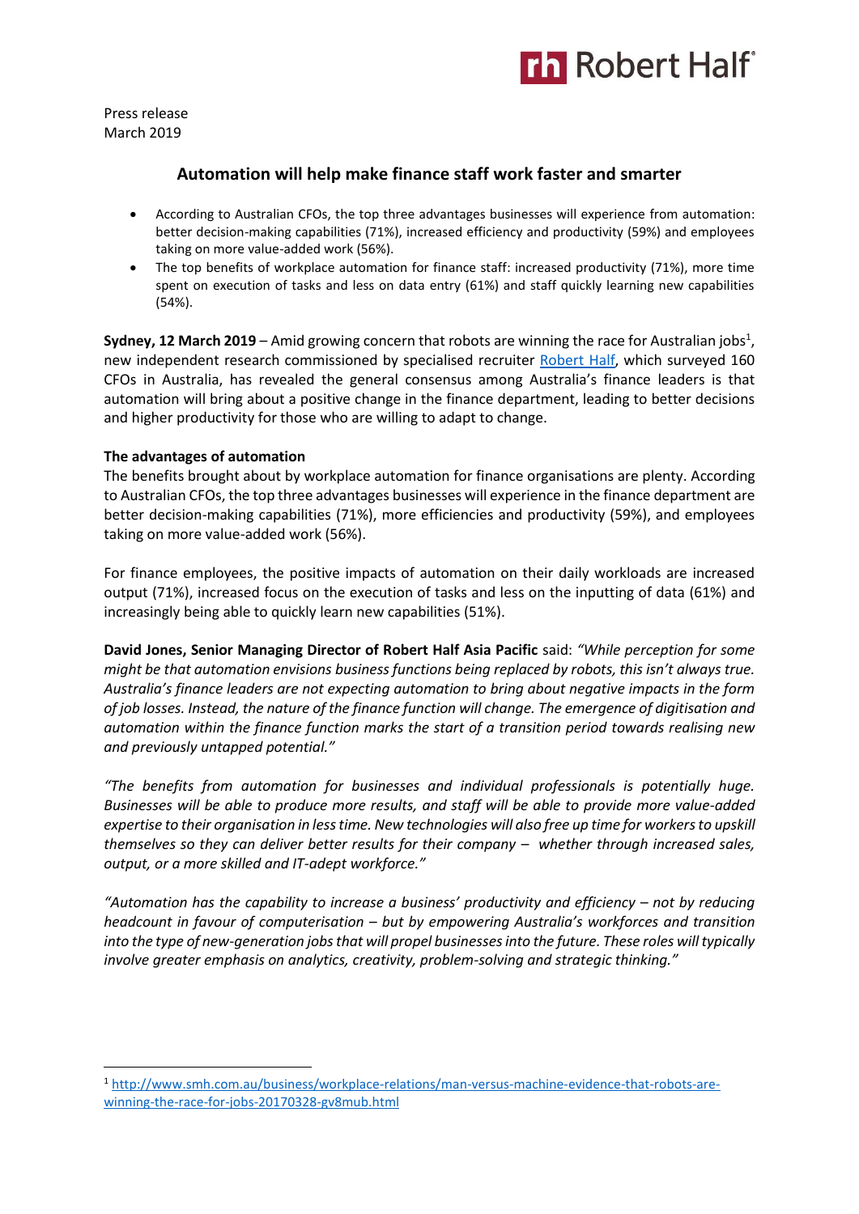Robert Half

Press release
March 2019

## Automation will help make finance staff work faster and smarter

- According to Australian CFOs, the top three advantages businesses will experience from automation: better decision-making capabilities (71%), increased efficiency and productivity (59%) and employees taking on more value-added work (56%).
- The top benefits of workplace automation for finance staff: increased productivity (71%), more time spent on execution of tasks and less on data entry (61%) and staff quickly learning new capabilities (54%).

**Sydney, 12 March 2019** – Amid growing concern that robots are winning the race for Australian jobs[1], new independent research commissioned by specialised recruiter [Robert Half](), which surveyed 160 CFOs in Australia, has revealed the general consensus among Australia's finance leaders is that automation will bring about a positive change in the finance department, leading to better decisions and higher productivity for those who are willing to adapt to change.

**The advantages of automation**

The benefits brought about by workplace automation for finance organisations are plenty. According to Australian CFOs, the top three advantages businesses will experience in the finance department are better decision-making capabilities (71%), more efficiencies and productivity (59%), and employees taking on more value-added work (56%).

For finance employees, the positive impacts of automation on their daily workloads are increased output (71%), increased focus on the execution of tasks and less on the inputting of data (61%) and increasingly being able to quickly learn new capabilities (51%).

**David Jones, Senior Managing Director of Robert Half Asia Pacific** said: *"While perception for some might be that automation envisions business functions being replaced by robots, this isn't always true. Australia's finance leaders are not expecting automation to bring about negative impacts in the form of job losses. Instead, the nature of the finance function will change. The emergence of digitisation and automation within the finance function marks the start of a transition period towards realising new and previously untapped potential."*

*"The benefits from automation for businesses and individual professionals is potentially huge. Businesses will be able to produce more results, and staff will be able to provide more value-added expertise to their organisation in less time. New technologies will also free up time for workers to upskill themselves so they can deliver better results for their company – whether through increased sales, output, or a more skilled and IT-adept workforce."*

*"Automation has the capability to increase a business' productivity and efficiency – not by reducing headcount in favour of computerisation – but by empowering Australia's workforces and transition into the type of new-generation jobs that will propel businesses into the future. These roles will typically involve greater emphasis on analytics, creativity, problem-solving and strategic thinking."*

---

[1] http://www.smh.com.au/business/workplace-relations/man-versus-machine-evidence-that-robots-are-winning-the-race-for-jobs-20170328-gv8mub.html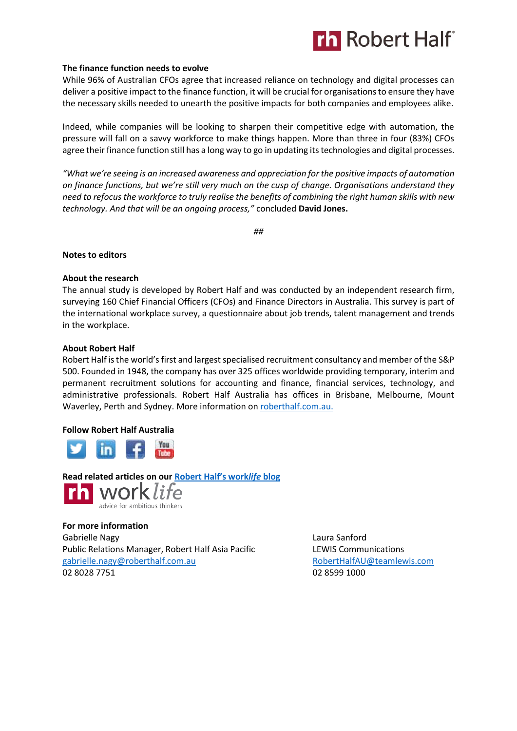**The finance function needs to evolve**

While 96% of Australian CFOs agree that increased reliance on technology and digital processes can deliver a positive impact to the finance function, it will be crucial for organisations to ensure they have the necessary skills needed to unearth the positive impacts for both companies and employees alike.

Indeed, while companies will be looking to sharpen their competitive edge with automation, the pressure will fall on a savvy workforce to make things happen. More than three in four (83%) CFOs agree their finance function still has a long way to go in updating its technologies and digital processes.

*"What we're seeing is an increased awareness and appreciation for the positive impacts of automation on finance functions, but we're still very much on the cusp of change. Organisations understand they need to refocus the workforce to truly realise the benefits of combining the right human skills with new technology. And that will be an ongoing process,"* concluded **David Jones.**

*##*

**Notes to editors**

**About the research**

The annual study is developed by Robert Half and was conducted by an independent research firm, surveying 160 Chief Financial Officers (CFOs) and Finance Directors in Australia. This survey is part of the international workplace survey, a questionnaire about job trends, talent management and trends in the workplace.

**About Robert Half**

Robert Half is the world's first and largest specialised recruitment consultancy and member of the S&P 500. Founded in 1948, the company has over 325 offices worldwide providing temporary, interim and permanent recruitment solutions for accounting and finance, financial services, technology, and administrative professionals. Robert Half Australia has offices in Brisbane, Melbourne, Mount Waverley, Perth and Sydney. More information on roberthalf.com.au.

**Follow Robert Half Australia**

**Read related articles on our Robert Half's work*life* blog**

rh work*life*
advice for ambitious thinkers

**For more information**

Gabrielle Nagy
Public Relations Manager, Robert Half Asia Pacific
gabrielle.nagy@roberthalf.com.au
02 8028 7751

Laura Sanford
LEWIS Communications
RobertHalfAU@teamlewis.com
02 8599 1000